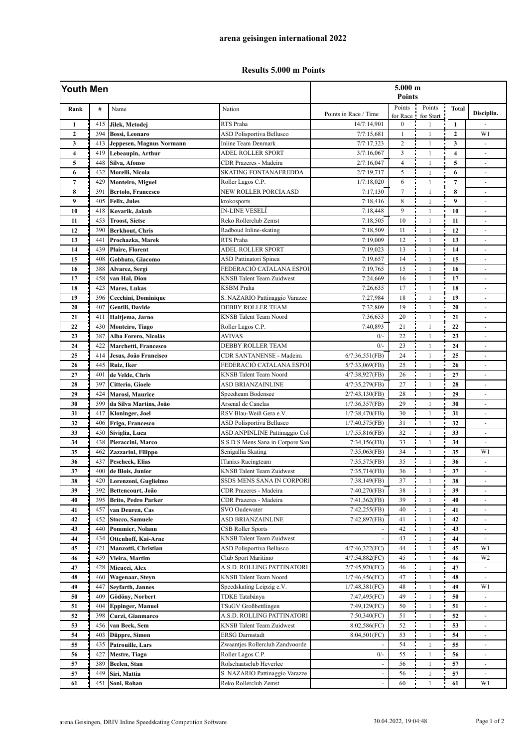# arena geisingen international 2022

## Results 5.000 m Points

| Youth Men | | | | 5.000 m Points | | | | |
|---|---|---|---|---|---|---|---|---|
| Rank | # | Name | Nation | Points in Race / Time | Points for Race | Points for Start | Total | Disciplin. |
| 1 | 415 | Jilek, Metodej | RTS Praha | 14/7:14,901 | 0 | 1 | 1 | - |
| 2 | 394 | Bossi, Leonaro | ASD Polisportiva Bellusco | 7/7:15,681 | 1 | 1 | 2 | W1 |
| 3 | 413 | Jeppesen, Magnus Normann | Inline Team Denmark | 7/7:17,323 | 2 | 1 | 3 | - |
| 4 | 419 | Lebeaupin, Arthur | ADEL ROLLER SPORT | 3/7:16,067 | 3 | 1 | 4 | - |
| 5 | 448 | Silva, Afonso | CDR Prazeres - Madeira | 2/7:16,047 | 4 | 1 | 5 | - |
| 6 | 432 | Morelli, Nicola | SKATING FONTANAFREDDA | 2/7:19,717 | 5 | 1 | 6 | - |
| 7 | 429 | Monteiro, Miguel | Roller Lagos C.P. | 1/7:18,020 | 6 | 1 | 7 | - |
| 8 | 391 | Bertolo, Francesco | NEW ROLLER PORCIA ASD | 7:17,130 | 7 | 1 | 8 | - |
| 9 | 405 | Felix, Jules | krokosports | 7:18,416 | 8 | 1 | 9 | - |
| 10 | 418 | Kovarik, Jakub | IN-LINE VESELÍ | 7:18,448 | 9 | 1 | 10 | - |
| 11 | 453 | Troost, Sietse | Reko Rollerclub Zemst | 7:18,505 | 10 | 1 | 11 | - |
| 12 | 390 | Berkhout, Chris | Radboud Inline-skating | 7:18,509 | 11 | 1 | 12 | - |
| 13 | 441 | Prochazka, Marek | RTS Praha | 7:19,009 | 12 | 1 | 13 | - |
| 14 | 439 | Plaire, Florent | ADEL ROLLER SPORT | 7:19,023 | 13 | 1 | 14 | - |
| 15 | 408 | Gobbato, Giacomo | ASD Pattinatori Spinea | 7:19,657 | 14 | 1 | 15 | - |
| 16 | 388 | Alvarez, Sergi | FEDERACIÓ CATALANA ESPOI | 7:19,765 | 15 | 1 | 16 | - |
| 17 | 458 | van Hal, Dion | KNSB Talent Team Zuidwest | 7:24,669 | 16 | 1 | 17 | - |
| 18 | 423 | Mares, Lukas | KSBM Praha | 7:26,635 | 17 | 1 | 18 | - |
| 19 | 396 | Cecchini, Dominique | S. NAZARIO Pattinaggio Varazze | 7:27,984 | 18 | 1 | 19 | - |
| 20 | 407 | Gentili, Davide | DEBBY ROLLER TEAM | 7:32,809 | 19 | 1 | 20 | - |
| 21 | 411 | Haitjema, Jarno | KNSB Talent Team Noord | 7:36,653 | 20 | 1 | 21 | - |
| 22 | 430 | Monteiro, Tiago | Roller Lagos C.P. | 7:40,893 | 21 | 1 | 22 | - |
| 23 | 387 | Alba Forero, Nicolás | AVIVAS | 0/- | 22 | 1 | 23 | - |
| 24 | 422 | Marchetti, Francesco | DEBBY ROLLER TEAM | 0/- | 23 | 1 | 24 | - |
| 25 | 414 | Jesus, João Francisco | CDR SANTANENSE - Madeira | 6/7:36,551(FB) | 24 | 1 | 25 | - |
| 26 | 445 | Ruiz, Iker | FEDERACIÓ CATALANA ESPOI | 5/7:33,069(FB) | 25 | 1 | 26 | - |
| 27 | 401 | de Velde, Chris | KNSB Talent Team Noord | 4/7:38,927(FB) | 26 | 1 | 27 | - |
| 28 | 397 | Citterio, Gioele | ASD BRIANZAINLINE | 4/7:35,279(FB) | 27 | 1 | 28 | - |
| 29 | 424 | Marosi, Maurice | Speedteam Bodensee | 2/7:43,130(FB) | 28 | 1 | 29 | - |
| 30 | 399 | da Silva Martins, João | Arsenal de Canelas | 1/7:36,357(FB) | 29 | 1 | 30 | - |
| 31 | 417 | Kloninger, Joel | RSV Blau-Weiß Gera e.V. | 1/7:38,470(FB) | 30 | 1 | 31 | - |
| 32 | 406 | Frigo, Francesco | ASD Polisportiva Bellusco | 1/7:40,375(FB) | 31 | 1 | 32 | - |
| 33 | 450 | Siviglia, Luca | ASD ANPINLINE Pattinaggio Col | 1/7:55,816(FB) | 32 | 1 | 33 | - |
| 34 | 438 | Pieraccini, Marco | S.S.D.S Mens Sana in Corpore San | 7:34,156(FB) | 33 | 1 | 34 | - |
| 35 | 462 | Zazzarini, Filippo | Senigallia Skating | 7:35,063(FB) | 34 | 1 | 35 | W1 |
| 36 | 437 | Pescheck, Elias | ITanixs Racingteam | 7:35,575(FB) | 35 | 1 | 36 | - |
| 37 | 400 | de Blois, Junior | KNSB Talent Team Zuidwest | 7:35,714(FB) | 36 | 1 | 37 | - |
| 38 | 420 | Lorenzoni, Guglielmo | SSDS MENS SANA IN CORPORI | 7:38,149(FB) | 37 | 1 | 38 | - |
| 39 | 392 | Bettencourt, João | CDR Prazeres - Madeira | 7:40,270(FB) | 38 | 1 | 39 | - |
| 40 | 395 | Brito, Pedro Parker | CDR Prazeres - Madeira | 7:41,362(FB) | 39 | 1 | 40 | - |
| 41 | 457 | van Deuren, Cas | SVO Oudewater | 7:42,255(FB) | 40 | 1 | 41 | - |
| 42 | 452 | Stocco, Samuele | ASD BRIANZAINLINE | 7:42,897(FB) | 41 | 1 | 42 | - |
| 43 | 440 | Pommier, Nolann | CSB Roller Sports | - | 42 | 1 | 43 | - |
| 44 | 434 | Ottenhoff, Kai-Arne | KNSB Talent Team Zuidwest | - | 43 | 1 | 44 | - |
| 45 | 421 | Manzotti, Christian | ASD Polisportiva Bellusco | 4/7:46,322(FC) | 44 | 1 | 45 | W1 |
| 46 | 459 | Vieira, Martim | Club Sport Maritimo | 4/7:54,882(FC) | 45 | 1 | 46 | W2 |
| 47 | 428 | Micucci, Alex | A.S.D. ROLLING PATTINATORI | 2/7:45,920(FC) | 46 | 1 | 47 | - |
| 48 | 460 | Wagenaar, Steyn | KNSB Talent Team Noord | 1/7:46,456(FC) | 47 | 1 | 48 | - |
| 49 | 447 | Seyfarth, Jannes | Speedskating Leipzig e.V. | 1/7:48,381(FC) | 48 | 1 | 49 | W1 |
| 50 | 409 | Gödöny, Norbert | TDKE Tatabánya | 7:47,495(FC) | 49 | 1 | 50 | - |
| 51 | 404 | Eppinger, Manuel | TSuGV Großbettlingen | 7:49,129(FC) | 50 | 1 | 51 | - |
| 52 | 398 | Curzi, Gianmarco | A.S.D. ROLLING PATTINATORI | 7:50,340(FC) | 51 | 1 | 52 | - |
| 53 | 456 | van Beek, Sem | KNSB Talent Team Zuidwest | 8:02,586(FC) | 52 | 1 | 53 | - |
| 54 | 403 | Düppre, Simon | ERSG Darmstadt | 8:04,501(FC) | 53 | 1 | 54 | - |
| 55 | 435 | Patrouille, Lars | Zwaantjes Rollerclub Zandvoorde | - | 54 | 1 | 55 | - |
| 56 | 427 | Mestre, Tiago | Roller Lagos C.P. | 0/- | 55 | 1 | 56 | - |
| 57 | 389 | Beelen, Stan | Rolschaatsclub Heverlee | - | 56 | 1 | 57 | - |
| 57 | 449 | Siri, Mattia | S. NAZARIO Pattinaggio Varazze | - | 56 | 1 | 57 | - |
| 61 | 451 | Soni, Rohan | Reko Rollerclub Zemst | - | 60 | 1 | 61 | W1 |

arena Geisingen, DRIV Inline Speedskating Competition Software 30.04.2022, 19:04:48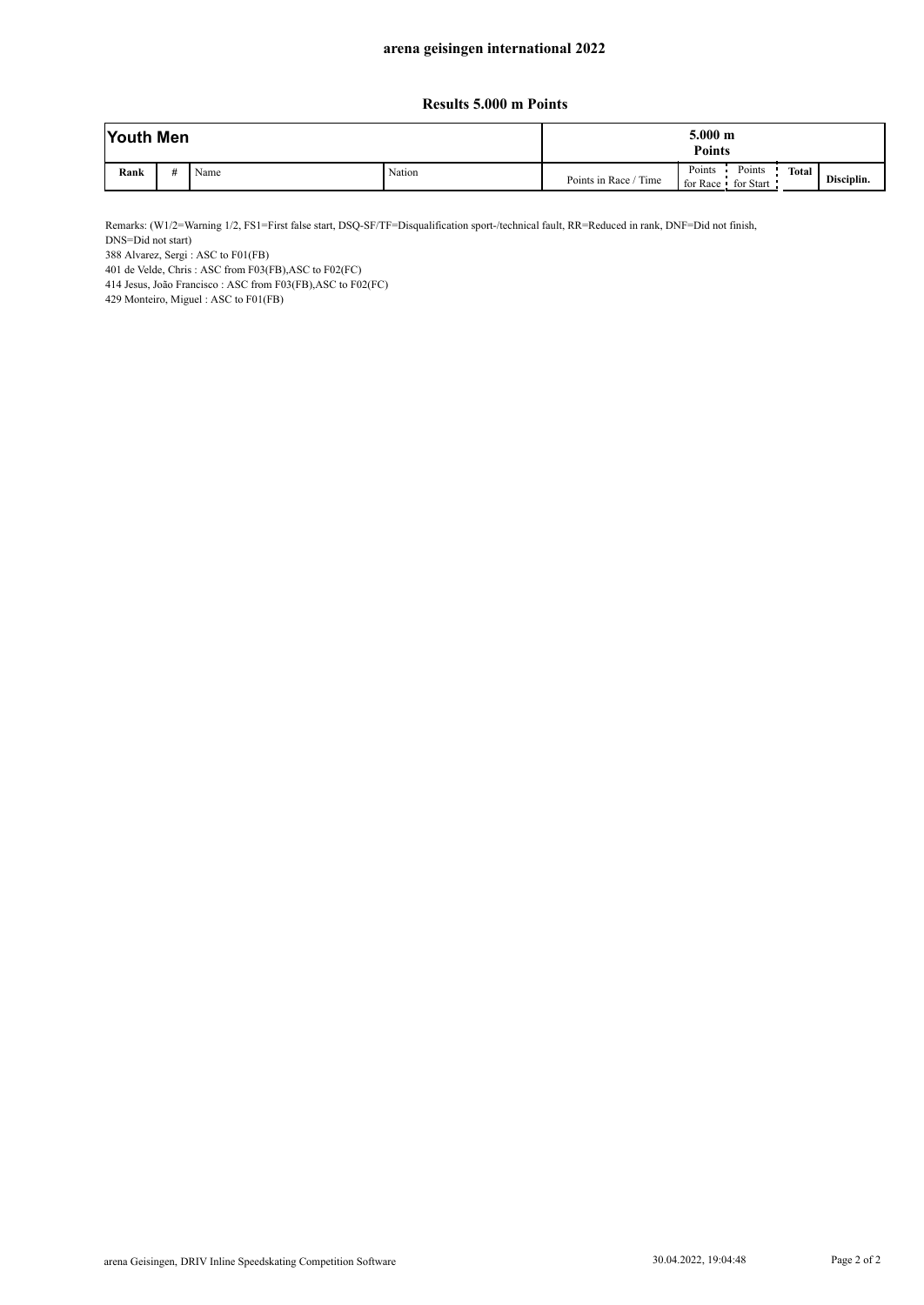**arena geisingen international 2022**

**Results 5.000 m Points**

| **Youth Men** | | | | **5.000 m Points** | | | | |
|---|---|---|---|---|---|---|---|---|
| **Rank** | **#** | Name | Nation | Points in Race / Time | Points for Race | Points for Start | **Total** | **Disciplin.** |

Remarks: (W1/2=Warning 1/2, FS1=First false start, DSQ-SF/TF=Disqualification sport-/technical fault, RR=Reduced in rank, DNF=Did not finish, DNS=Did not start)

388 Alvarez, Sergi : ASC to F01(FB)

401 de Velde, Chris : ASC from F03(FB),ASC to F02(FC)

414 Jesus, João Francisco : ASC from F03(FB),ASC to F02(FC)

429 Monteiro, Miguel : ASC to F01(FB)